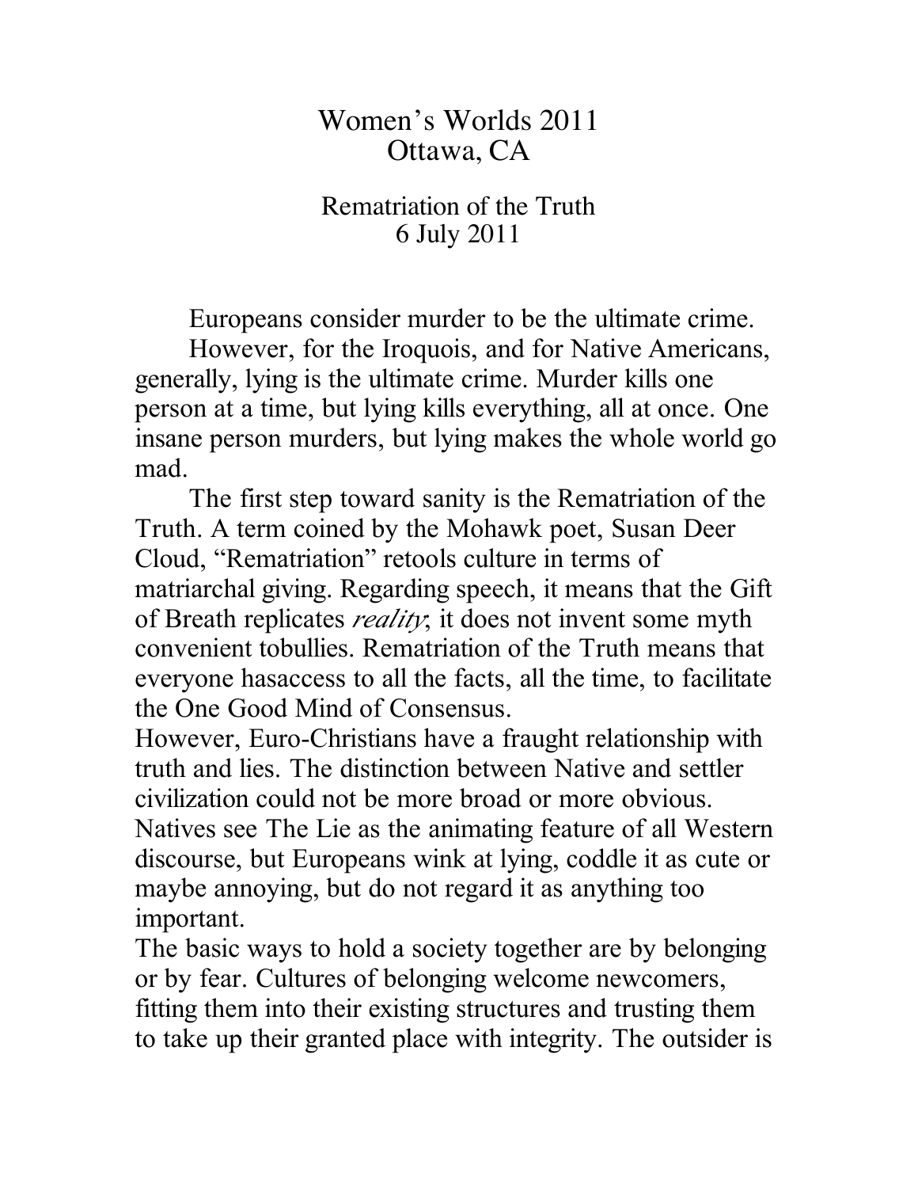# Women's Worlds 2011
# Ottawa, CA

## Rematriation of the Truth
## 6 July 2011

Europeans consider murder to be the ultimate crime.

However, for the Iroquois, and for Native Americans, generally, lying is the ultimate crime. Murder kills one person at a time, but lying kills everything, all at once. One insane person murders, but lying makes the whole world go mad.

The first step toward sanity is the Rematriation of the Truth. A term coined by the Mohawk poet, Susan Deer Cloud, "Rematriation" retools culture in terms of matriarchal giving. Regarding speech, it means that the Gift of Breath replicates *reality*; it does not invent some myth convenient tobullies. Rematriation of the Truth means that everyone hasaccess to all the facts, all the time, to facilitate the One Good Mind of Consensus.

However, Euro-Christians have a fraught relationship with truth and lies. The distinction between Native and settler civilization could not be more broad or more obvious. Natives see The Lie as the animating feature of all Western discourse, but Europeans wink at lying, coddle it as cute or maybe annoying, but do not regard it as anything too important.

The basic ways to hold a society together are by belonging or by fear. Cultures of belonging welcome newcomers, fitting them into their existing structures and trusting them to take up their granted place with integrity. The outsider is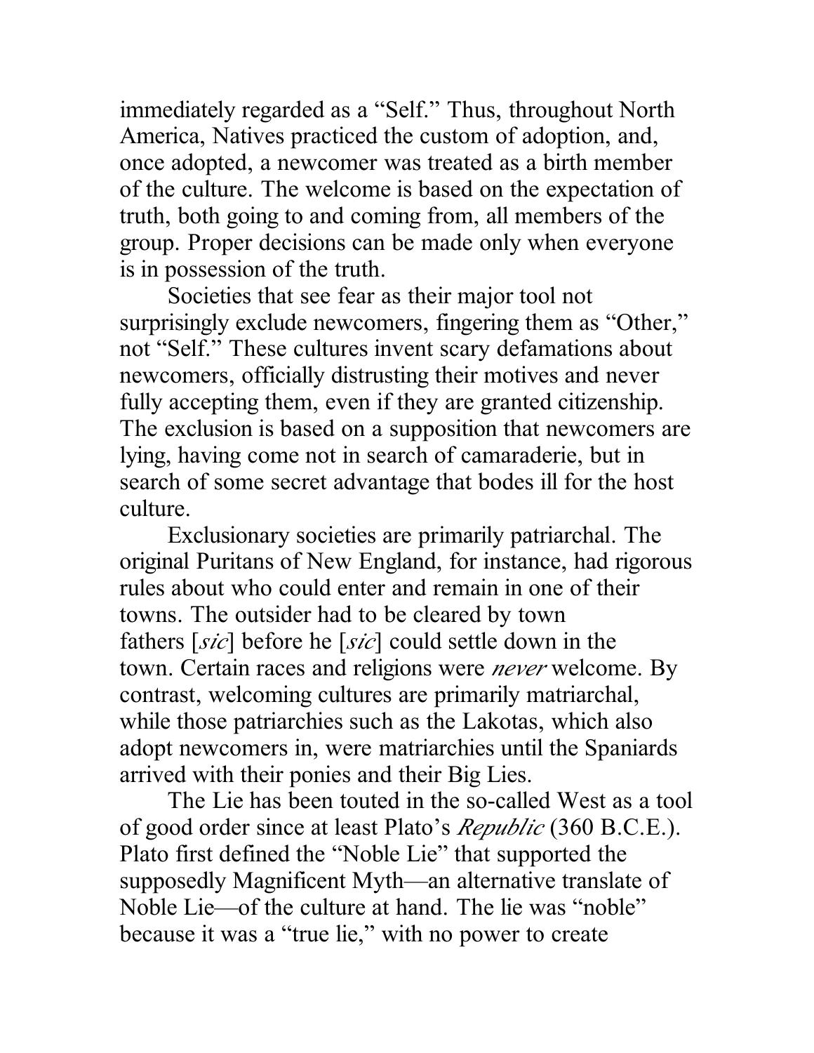immediately regarded as a “Self.” Thus, throughout North America, Natives practiced the custom of adoption, and, once adopted, a newcomer was treated as a birth member of the culture. The welcome is based on the expectation of truth, both going to and coming from, all members of the group. Proper decisions can be made only when everyone is in possession of the truth.

Societies that see fear as their major tool not surprisingly exclude newcomers, fingering them as “Other,” not “Self.” These cultures invent scary defamations about newcomers, officially distrusting their motives and never fully accepting them, even if they are granted citizenship. The exclusion is based on a supposition that newcomers are lying, having come not in search of camaraderie, but in search of some secret advantage that bodes ill for the host culture.

Exclusionary societies are primarily patriarchal. The original Puritans of New England, for instance, had rigorous rules about who could enter and remain in one of their towns. The outsider had to be cleared by town fathers [*sic*] before he [*sic*] could settle down in the town. Certain races and religions were *never* welcome. By contrast, welcoming cultures are primarily matriarchal, while those patriarchies such as the Lakotas, which also adopt newcomers in, were matriarchies until the Spaniards arrived with their ponies and their Big Lies.

The Lie has been touted in the so-called West as a tool of good order since at least Plato’s *Republic* (360 B.C.E.). Plato first defined the “Noble Lie” that supported the supposedly Magnificent Myth—an alternative translate of Noble Lie—of the culture at hand. The lie was “noble” because it was a “true lie,” with no power to create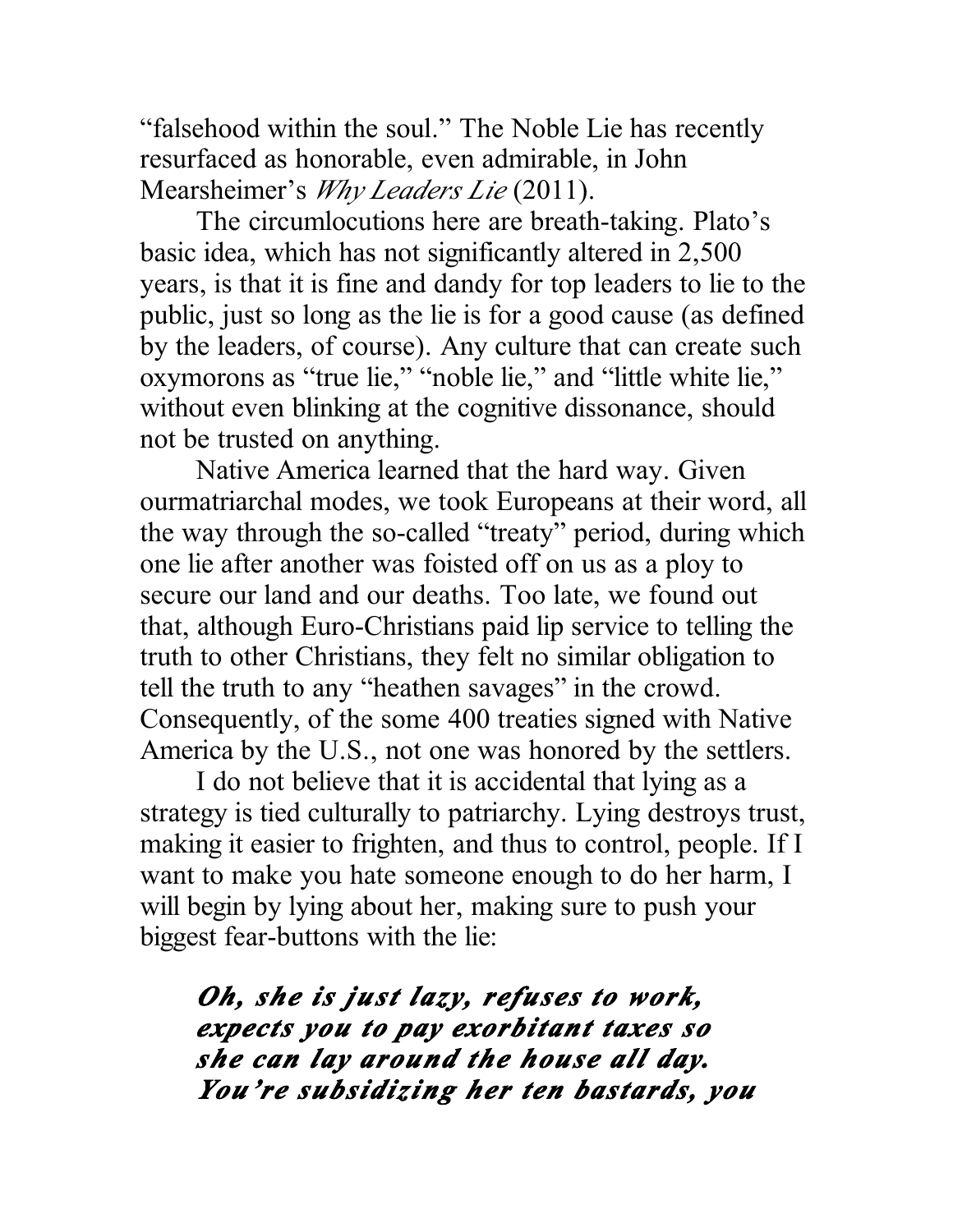"falsehood within the soul." The Noble Lie has recently resurfaced as honorable, even admirable, in John Mearsheimer's *Why Leaders Lie* (2011).

The circumlocutions here are breath-taking. Plato's basic idea, which has not significantly altered in 2,500 years, is that it is fine and dandy for top leaders to lie to the public, just so long as the lie is for a good cause (as defined by the leaders, of course). Any culture that can create such oxymorons as "true lie," "noble lie," and "little white lie," without even blinking at the cognitive dissonance, should not be trusted on anything.

Native America learned that the hard way. Given ourmatriarchal modes, we took Europeans at their word, all the way through the so-called "treaty" period, during which one lie after another was foisted off on us as a ploy to secure our land and our deaths. Too late, we found out that, although Euro-Christians paid lip service to telling the truth to other Christians, they felt no similar obligation to tell the truth to any "heathen savages" in the crowd. Consequently, of the some 400 treaties signed with Native America by the U.S., not one was honored by the settlers.

I do not believe that it is accidental that lying as a strategy is tied culturally to patriarchy. Lying destroys trust, making it easier to frighten, and thus to control, people. If I want to make you hate someone enough to do her harm, I will begin by lying about her, making sure to push your biggest fear-buttons with the lie:

> ***Oh, she is just lazy, refuses to work, expects you to pay exorbitant taxes so she can lay around the house all day. You're subsidizing her ten bastards, you***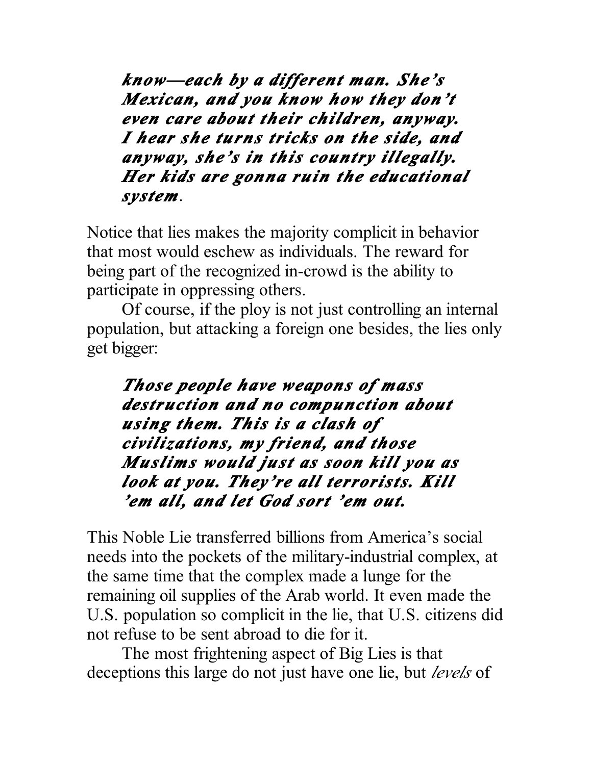***know—each by a different man. She's Mexican, and you know how they don't even care about their children, anyway. I hear she turns tricks on the side, and anyway, she's in this country illegally. Her kids are gonna ruin the educational system.***

Notice that lies makes the majority complicit in behavior that most would eschew as individuals. The reward for being part of the recognized in-crowd is the ability to participate in oppressing others.

Of course, if the ploy is not just controlling an internal population, but attacking a foreign one besides, the lies only get bigger:

> ***Those people have weapons of mass destruction and no compunction about using them. This is a clash of civilizations, my friend, and those Muslims would just as soon kill you as look at you. They're all terrorists. Kill 'em all, and let God sort 'em out.***

This Noble Lie transferred billions from America's social needs into the pockets of the military-industrial complex, at the same time that the complex made a lunge for the remaining oil supplies of the Arab world. It even made the U.S. population so complicit in the lie, that U.S. citizens did not refuse to be sent abroad to die for it.

The most frightening aspect of Big Lies is that deceptions this large do not just have one lie, but *levels* of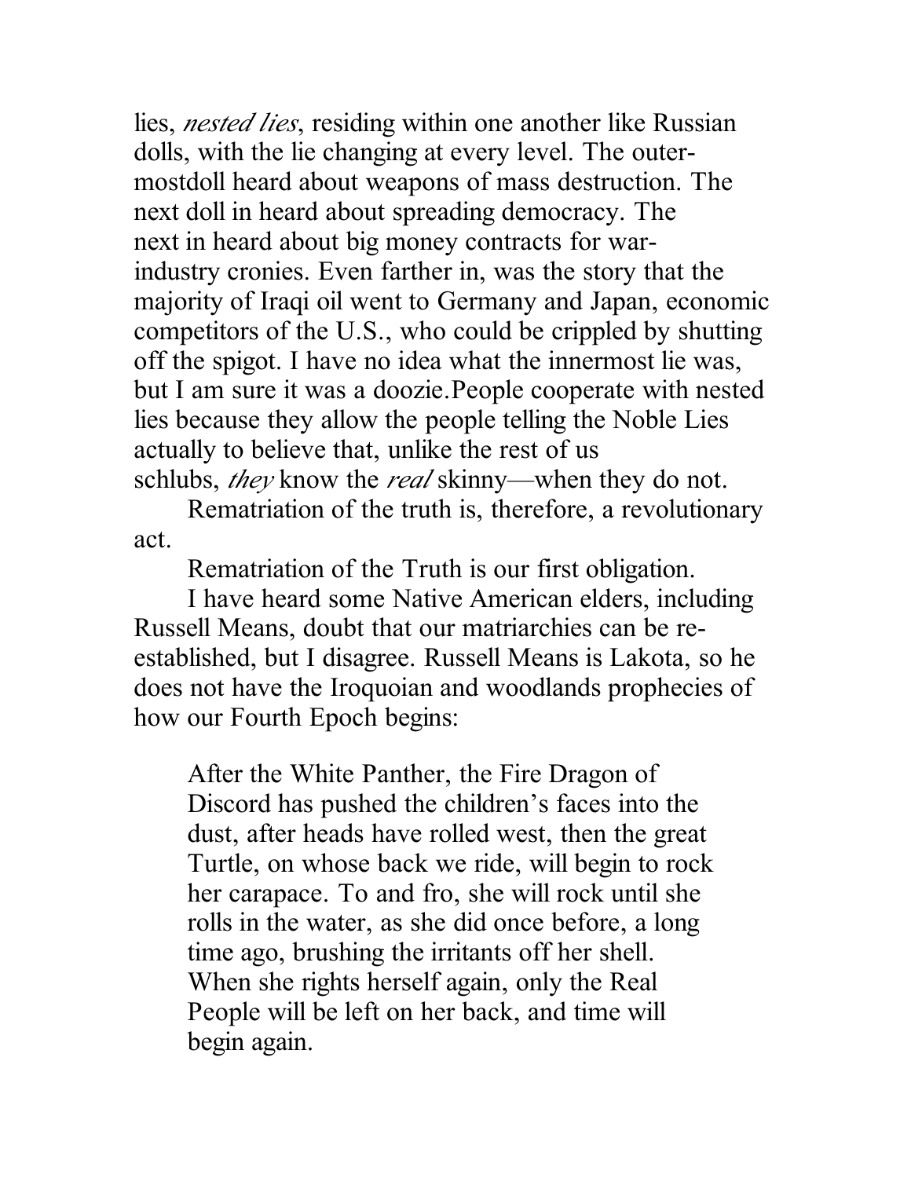lies, *nested lies*, residing within one another like Russian dolls, with the lie changing at every level. The outer-mostdoll heard about weapons of mass destruction. The next doll in heard about spreading democracy. The next in heard about big money contracts for war-industry cronies. Even farther in, was the story that the majority of Iraqi oil went to Germany and Japan, economic competitors of the U.S., who could be crippled by shutting off the spigot. I have no idea what the innermost lie was, but I am sure it was a doozie.People cooperate with nested lies because they allow the people telling the Noble Lies actually to believe that, unlike the rest of us schlubs, *they* know the *real* skinny—when they do not.

Rematriation of the truth is, therefore, a revolutionary act.

Rematriation of the Truth is our first obligation.

I have heard some Native American elders, including Russell Means, doubt that our matriarchies can be re-established, but I disagree. Russell Means is Lakota, so he does not have the Iroquoian and woodlands prophecies of how our Fourth Epoch begins:

> After the White Panther, the Fire Dragon of Discord has pushed the children's faces into the dust, after heads have rolled west, then the great Turtle, on whose back we ride, will begin to rock her carapace. To and fro, she will rock until she rolls in the water, as she did once before, a long time ago, brushing the irritants off her shell. When she rights herself again, only the Real People will be left on her back, and time will begin again.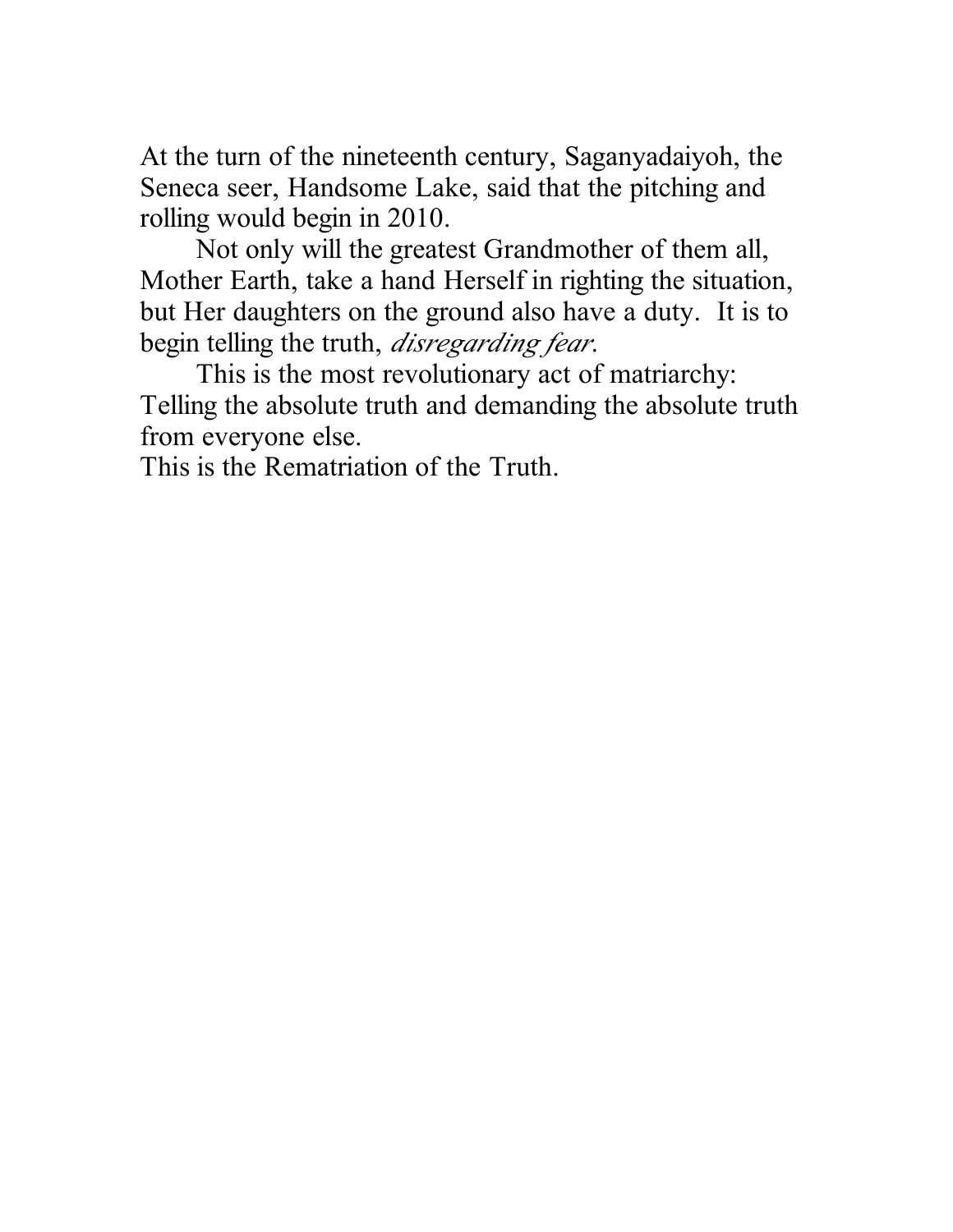At the turn of the nineteenth century, Saganyadaiyoh, the Seneca seer, Handsome Lake, said that the pitching and rolling would begin in 2010.

Not only will the greatest Grandmother of them all, Mother Earth, take a hand Herself in righting the situation, but Her daughters on the ground also have a duty. It is to begin telling the truth, *disregarding fear*.

This is the most revolutionary act of matriarchy: Telling the absolute truth and demanding the absolute truth from everyone else.

This is the Rematriation of the Truth.